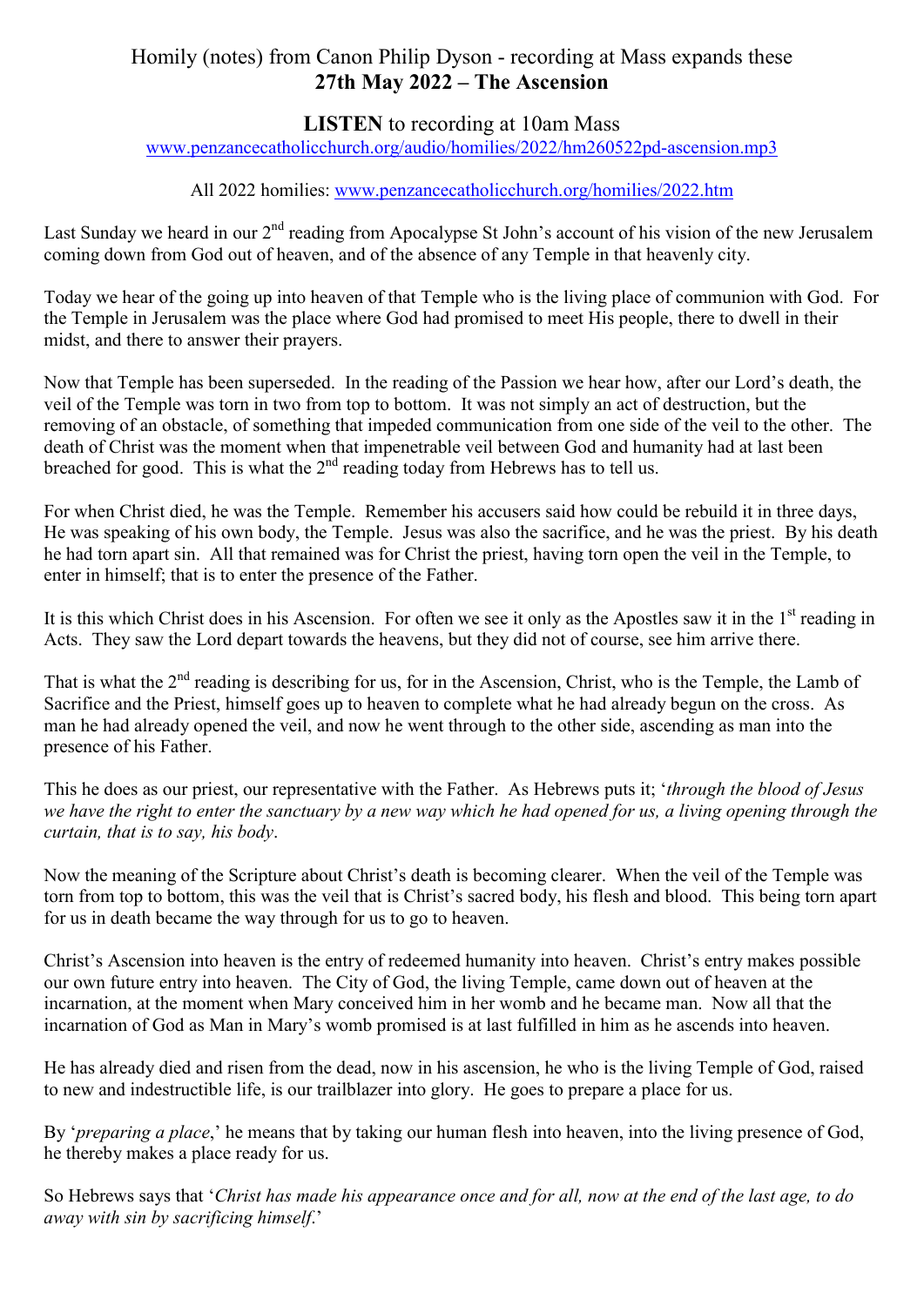# Homily (notes) from Canon Philip Dyson - recording at Mass expands these
## 27th May 2022 – The Ascension

**LISTEN** to recording at 10am Mass
www.penzancecatholicchurch.org/audio/homilies/2022/hm260522pd-ascension.mp3

All 2022 homilies: www.penzancecatholicchurch.org/homilies/2022.htm

Last Sunday we heard in our 2nd reading from Apocalypse St John's account of his vision of the new Jerusalem coming down from God out of heaven, and of the absence of any Temple in that heavenly city.

Today we hear of the going up into heaven of that Temple who is the living place of communion with God. For the Temple in Jerusalem was the place where God had promised to meet His people, there to dwell in their midst, and there to answer their prayers.

Now that Temple has been superseded. In the reading of the Passion we hear how, after our Lord's death, the veil of the Temple was torn in two from top to bottom. It was not simply an act of destruction, but the removing of an obstacle, of something that impeded communication from one side of the veil to the other. The death of Christ was the moment when that impenetrable veil between God and humanity had at last been breached for good. This is what the 2nd reading today from Hebrews has to tell us.

For when Christ died, he was the Temple. Remember his accusers said how could be rebuild it in three days, He was speaking of his own body, the Temple. Jesus was also the sacrifice, and he was the priest. By his death he had torn apart sin. All that remained was for Christ the priest, having torn open the veil in the Temple, to enter in himself; that is to enter the presence of the Father.

It is this which Christ does in his Ascension. For often we see it only as the Apostles saw it in the 1st reading in Acts. They saw the Lord depart towards the heavens, but they did not of course, see him arrive there.

That is what the 2nd reading is describing for us, for in the Ascension, Christ, who is the Temple, the Lamb of Sacrifice and the Priest, himself goes up to heaven to complete what he had already begun on the cross. As man he had already opened the veil, and now he went through to the other side, ascending as man into the presence of his Father.

This he does as our priest, our representative with the Father. As Hebrews puts it; '*through the blood of Jesus we have the right to enter the sanctuary by a new way which he had opened for us, a living opening through the curtain, that is to say, his body*.

Now the meaning of the Scripture about Christ's death is becoming clearer. When the veil of the Temple was torn from top to bottom, this was the veil that is Christ's sacred body, his flesh and blood. This being torn apart for us in death became the way through for us to go to heaven.

Christ's Ascension into heaven is the entry of redeemed humanity into heaven. Christ's entry makes possible our own future entry into heaven. The City of God, the living Temple, came down out of heaven at the incarnation, at the moment when Mary conceived him in her womb and he became man. Now all that the incarnation of God as Man in Mary's womb promised is at last fulfilled in him as he ascends into heaven.

He has already died and risen from the dead, now in his ascension, he who is the living Temple of God, raised to new and indestructible life, is our trailblazer into glory. He goes to prepare a place for us.

By '*preparing a place*,' he means that by taking our human flesh into heaven, into the living presence of God, he thereby makes a place ready for us.

So Hebrews says that '*Christ has made his appearance once and for all, now at the end of the last age, to do away with sin by sacrificing himself*.'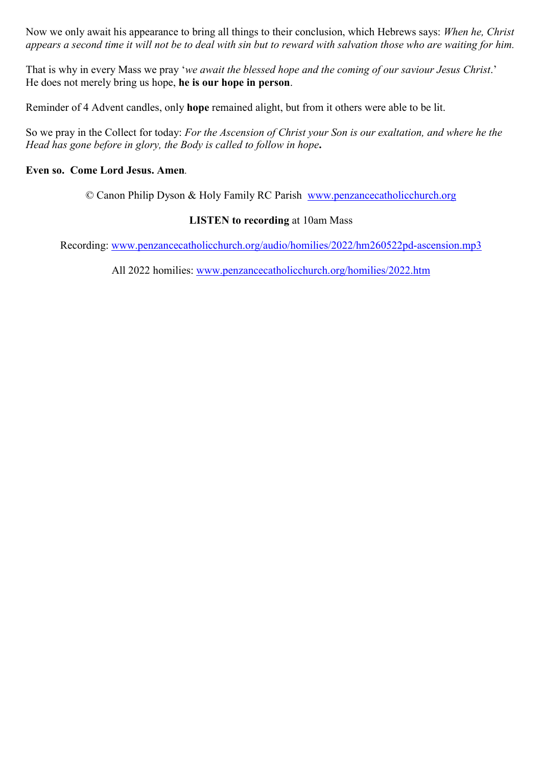Now we only await his appearance to bring all things to their conclusion, which Hebrews says: *When he, Christ appears a second time it will not be to deal with sin but to reward with salvation those who are waiting for him.*

That is why in every Mass we pray '*we await the blessed hope and the coming of our saviour Jesus Christ*.'
He does not merely bring us hope, **he is our hope in person**.

Reminder of 4 Advent candles, only **hope** remained alight, but from it others were able to be lit.

So we pray in the Collect for today: *For the Ascension of Christ your Son is our exaltation, and where he the Head has gone before in glory, the Body is called to follow in hope***.**

**Even so. Come Lord Jesus. Amen**.

© Canon Philip Dyson & Holy Family RC Parish [www.penzancecatholicchurch.org](http://www.penzancecatholicchurch.org)

**LISTEN to recording** at 10am Mass

Recording: [www.penzancecatholicchurch.org/audio/homilies/2022/hm260522pd-ascension.mp3](http://www.penzancecatholicchurch.org/audio/homilies/2022/hm260522pd-ascension.mp3)

All 2022 homilies: [www.penzancecatholicchurch.org/homilies/2022.htm](http://www.penzancecatholicchurch.org/homilies/2022.htm)